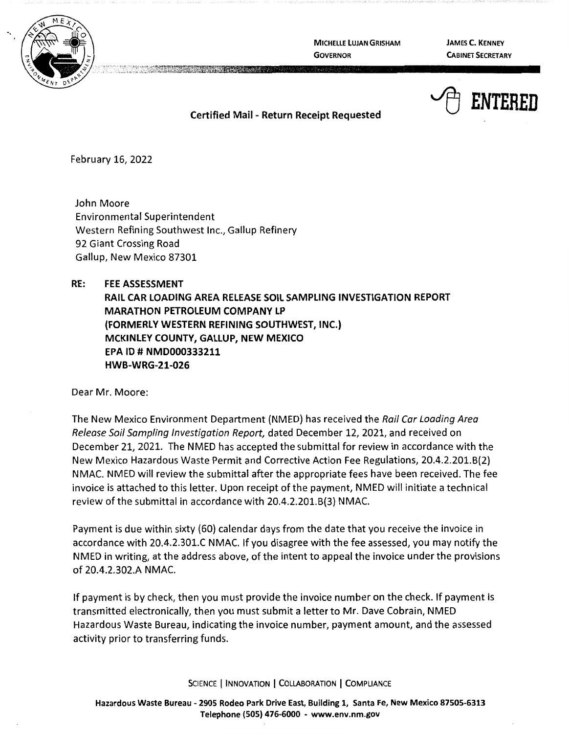MICHELLE LUJAN GRISHAM
GOVERNOR

JAMES C. KENNEY
CABINET SECRETARY

ENTERED

**Certified Mail - Return Receipt Requested**

February 16, 2022

John Moore
Environmental Superintendent
Western Refining Southwest Inc., Gallup Refinery
92 Giant Crossing Road
Gallup, New Mexico 87301

**RE: FEE ASSESSMENT**
**RAIL CAR LOADING AREA RELEASE SOIL SAMPLING INVESTIGATION REPORT**
**MARATHON PETROLEUM COMPANY LP**
**(FORMERLY WESTERN REFINING SOUTHWEST, INC.)**
**MCKINLEY COUNTY, GALLUP, NEW MEXICO**
**EPA ID # NMD000333211**
**HWB-WRG-21-026**

Dear Mr. Moore:

The New Mexico Environment Department (NMED) has received the *Rail Car Loading Area Release Soil Sampling Investigation Report,* dated December 12, 2021, and received on December 21, 2021. The NMED has accepted the submittal for review in accordance with the New Mexico Hazardous Waste Permit and Corrective Action Fee Regulations, 20.4.2.201.B(2) NMAC. NMED will review the submittal after the appropriate fees have been received. The fee invoice is attached to this letter. Upon receipt of the payment, NMED will initiate a technical review of the submittal in accordance with 20.4.2.201.B(3) NMAC.

Payment is due within sixty (60) calendar days from the date that you receive the invoice in accordance with 20.4.2.301.C NMAC. If you disagree with the fee assessed, you may notify the NMED in writing, at the address above, of the intent to appeal the invoice under the provisions of 20.4.2.302.A NMAC.

If payment is by check, then you must provide the invoice number on the check. If payment is transmitted electronically, then you must submit a letter to Mr. Dave Cobrain, NMED Hazardous Waste Bureau, indicating the invoice number, payment amount, and the assessed activity prior to transferring funds.

SCIENCE | INNOVATION | COLLABORATION | COMPLIANCE

**Hazardous Waste Bureau - 2905 Rodeo Park Drive East, Building 1, Santa Fe, New Mexico 87505-6313**
**Telephone (505) 476-6000 - www.env.nm.gov**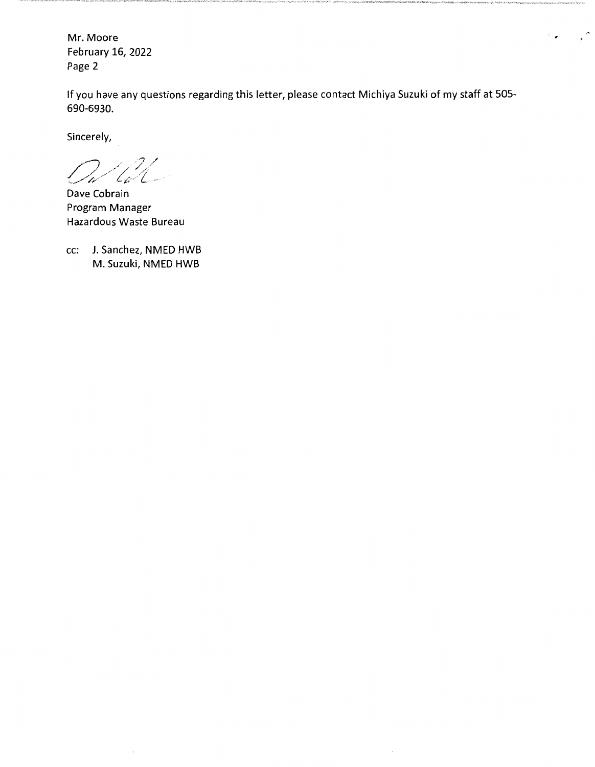Mr. Moore
February 16, 2022
Page 2

If you have any questions regarding this letter, please contact Michiya Suzuki of my staff at 505-690-6930.

Sincerely,

Dave Cobrain
Program Manager
Hazardous Waste Bureau

cc: J. Sanchez, NMED HWB
M. Suzuki, NMED HWB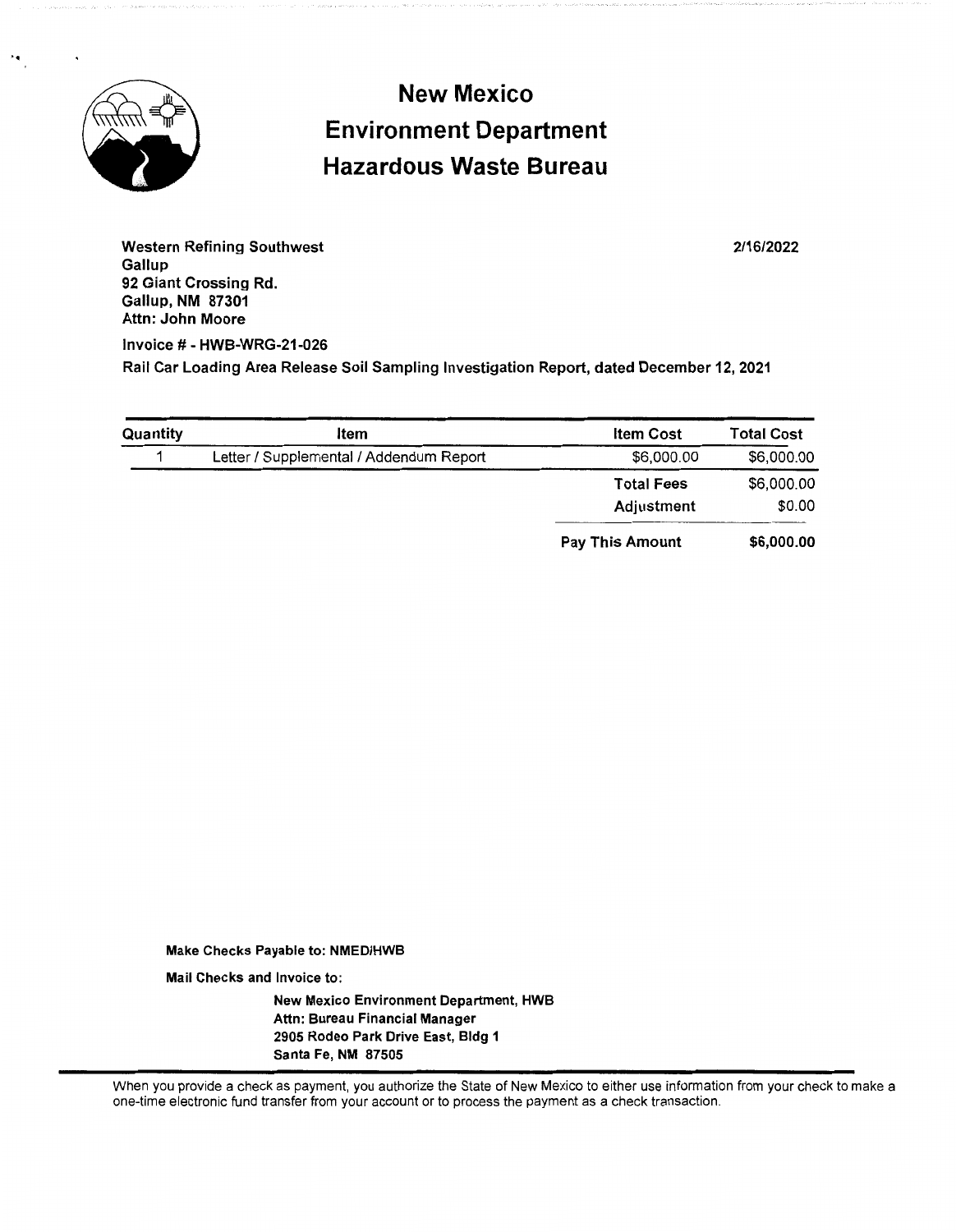# New Mexico Environment Department Hazardous Waste Bureau

**Western Refining Southwest**
**Gallup**
**92 Giant Crossing Rd.**
**Gallup, NM 87301**
**Attn: John Moore**

**2/16/2022**

**Invoice # - HWB-WRG-21-026**

**Rail Car Loading Area Release Soil Sampling Investigation Report, dated December 12, 2021**

| Quantity | Item | Item Cost | Total Cost |
|---|---|---|---|
| 1 | Letter / Supplemental / Addendum Report | $6,000.00 | $6,000.00 |
| | | **Total Fees** | $6,000.00 |
| | | Adjustment | $0.00 |
| | | **Pay This Amount** | **$6,000.00** |

**Make Checks Payable to: NMED/HWB**

**Mail Checks and Invoice to:**

**New Mexico Environment Department, HWB**
**Attn: Bureau Financial Manager**
**2905 Rodeo Park Drive East, Bldg 1**
**Santa Fe, NM 87505**

When you provide a check as payment, you authorize the State of New Mexico to either use information from your check to make a one-time electronic fund transfer from your account or to process the payment as a check transaction.